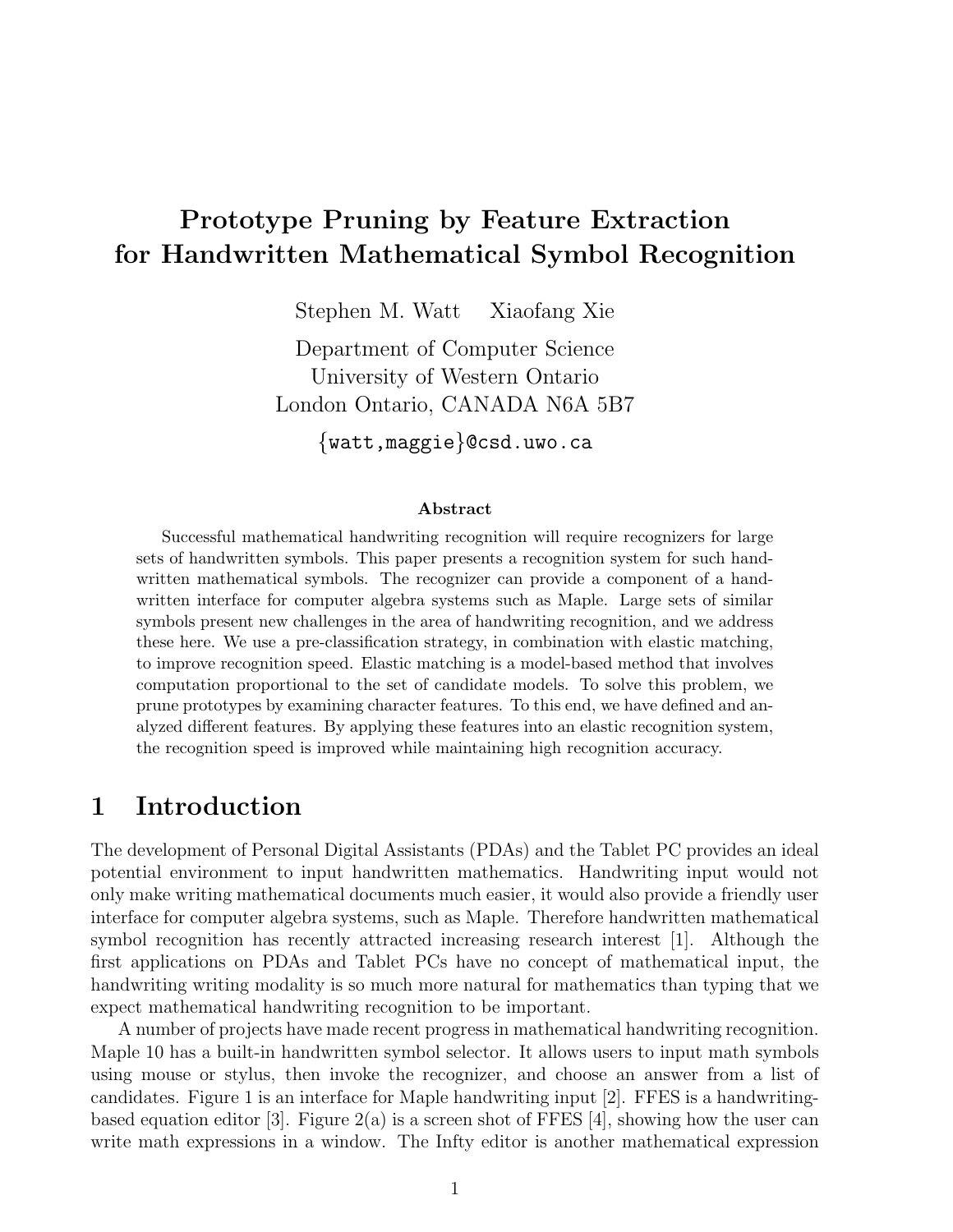# Prototype Pruning by Feature Extraction for Handwritten Mathematical Symbol Recognition

Stephen M. Watt    Xiaofang Xie

Department of Computer Science
University of Western Ontario
London Ontario, CANADA N6A 5B7

{watt,maggie}@csd.uwo.ca

### Abstract

Successful mathematical handwriting recognition will require recognizers for large sets of handwritten symbols. This paper presents a recognition system for such handwritten mathematical symbols. The recognizer can provide a component of a handwritten interface for computer algebra systems such as Maple. Large sets of similar symbols present new challenges in the area of handwriting recognition, and we address these here. We use a pre-classification strategy, in combination with elastic matching, to improve recognition speed. Elastic matching is a model-based method that involves computation proportional to the set of candidate models. To solve this problem, we prune prototypes by examining character features. To this end, we have defined and analyzed different features. By applying these features into an elastic recognition system, the recognition speed is improved while maintaining high recognition accuracy.

## 1 Introduction

The development of Personal Digital Assistants (PDAs) and the Tablet PC provides an ideal potential environment to input handwritten mathematics. Handwriting input would not only make writing mathematical documents much easier, it would also provide a friendly user interface for computer algebra systems, such as Maple. Therefore handwritten mathematical symbol recognition has recently attracted increasing research interest [1]. Although the first applications on PDAs and Tablet PCs have no concept of mathematical input, the handwriting writing modality is so much more natural for mathematics than typing that we expect mathematical handwriting recognition to be important.

A number of projects have made recent progress in mathematical handwriting recognition. Maple 10 has a built-in handwritten symbol selector. It allows users to input math symbols using mouse or stylus, then invoke the recognizer, and choose an answer from a list of candidates. Figure 1 is an interface for Maple handwriting input [2]. FFES is a handwriting-based equation editor [3]. Figure 2(a) is a screen shot of FFES [4], showing how the user can write math expressions in a window. The Infty editor is another mathematical expression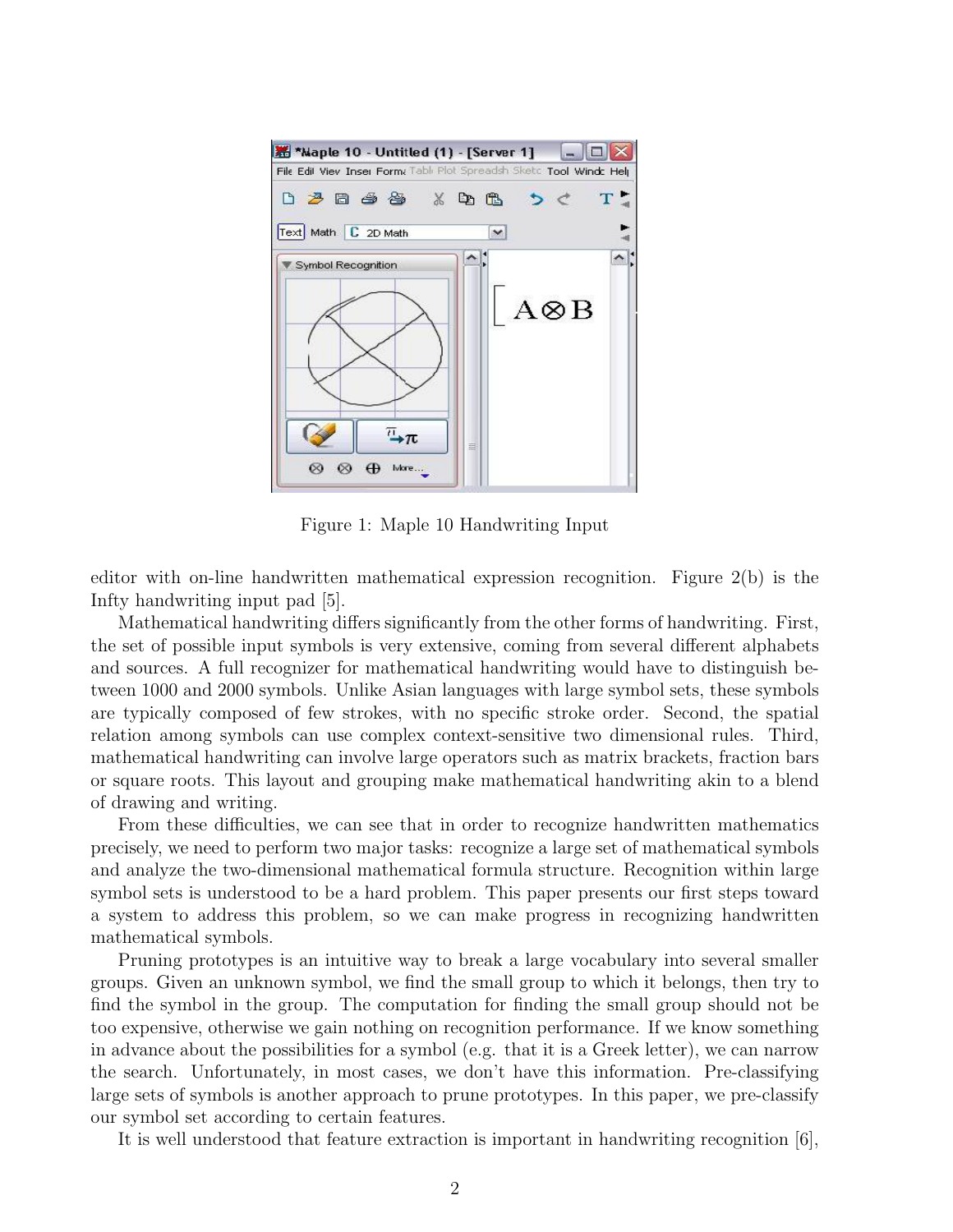Figure 1: Maple 10 Handwriting Input

editor with on-line handwritten mathematical expression recognition. Figure 2(b) is the Infty handwriting input pad [5].

Mathematical handwriting differs significantly from the other forms of handwriting. First, the set of possible input symbols is very extensive, coming from several different alphabets and sources. A full recognizer for mathematical handwriting would have to distinguish between 1000 and 2000 symbols. Unlike Asian languages with large symbol sets, these symbols are typically composed of few strokes, with no specific stroke order. Second, the spatial relation among symbols can use complex context-sensitive two dimensional rules. Third, mathematical handwriting can involve large operators such as matrix brackets, fraction bars or square roots. This layout and grouping make mathematical handwriting akin to a blend of drawing and writing.

From these difficulties, we can see that in order to recognize handwritten mathematics precisely, we need to perform two major tasks: recognize a large set of mathematical symbols and analyze the two-dimensional mathematical formula structure. Recognition within large symbol sets is understood to be a hard problem. This paper presents our first steps toward a system to address this problem, so we can make progress in recognizing handwritten mathematical symbols.

Pruning prototypes is an intuitive way to break a large vocabulary into several smaller groups. Given an unknown symbol, we find the small group to which it belongs, then try to find the symbol in the group. The computation for finding the small group should not be too expensive, otherwise we gain nothing on recognition performance. If we know something in advance about the possibilities for a symbol (e.g. that it is a Greek letter), we can narrow the search. Unfortunately, in most cases, we don't have this information. Pre-classifying large sets of symbols is another approach to prune prototypes. In this paper, we pre-classify our symbol set according to certain features.

It is well understood that feature extraction is important in handwriting recognition [6],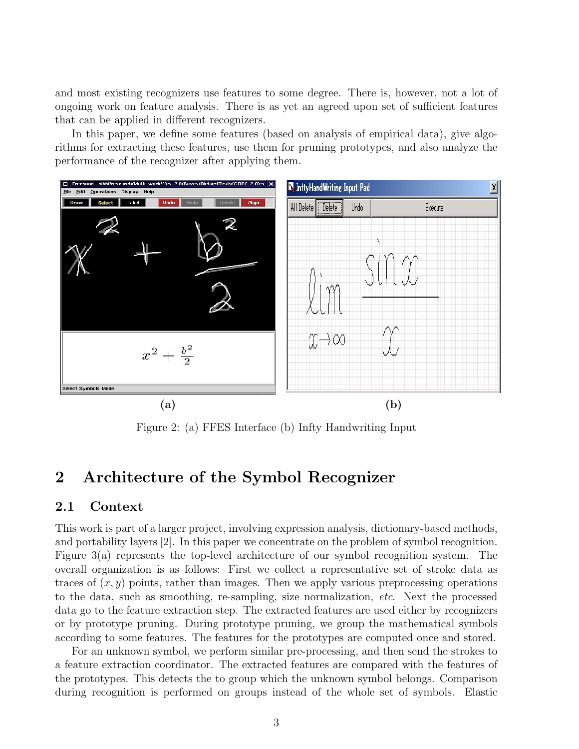and most existing recognizers use features to some degree. There is, however, not a lot of ongoing work on feature analysis. There is as yet an agreed upon set of sufficient features that can be applied in different recognizers.

In this paper, we define some features (based on analysis of empirical data), give algorithms for extracting these features, use them for pruning prototypes, and also analyze the performance of the recognizer after applying them.

**(a)** **(b)**

Figure 2: (a) FFES Interface (b) Infty Handwriting Input

# 2 Architecture of the Symbol Recognizer

## 2.1 Context

This work is part of a larger project, involving expression analysis, dictionary-based methods, and portability layers [2]. In this paper we concentrate on the problem of symbol recognition. Figure 3(a) represents the top-level architecture of our symbol recognition system. The overall organization is as follows: First we collect a representative set of stroke data as traces of $(x, y)$ points, rather than images. Then we apply various preprocessing operations to the data, such as smoothing, re-sampling, size normalization, *etc.* Next the processed data go to the feature extraction step. The extracted features are used either by recognizers or by prototype pruning. During prototype pruning, we group the mathematical symbols according to some features. The features for the prototypes are computed once and stored.

For an unknown symbol, we perform similar pre-processing, and then send the strokes to a feature extraction coordinator. The extracted features are compared with the features of the prototypes. This detects the to group which the unknown symbol belongs. Comparison during recognition is performed on groups instead of the whole set of symbols. Elastic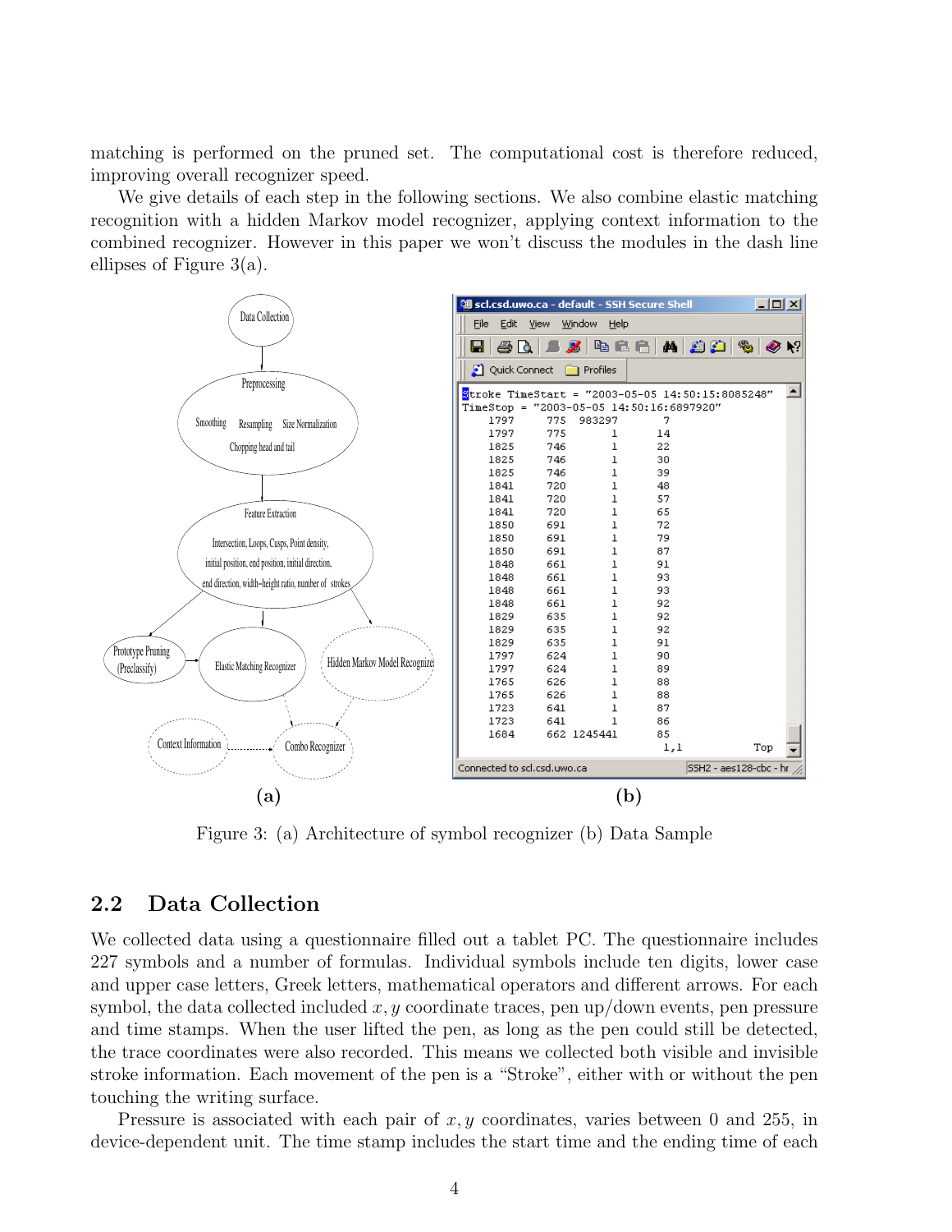matching is performed on the pruned set. The computational cost is therefore reduced, improving overall recognizer speed.

We give details of each step in the following sections. We also combine elastic matching recognition with a hidden Markov model recognizer, applying context information to the combined recognizer. However in this paper we won't discuss the modules in the dash line ellipses of Figure 3(a).

Figure 3: (a) Architecture of symbol recognizer (b) Data Sample

## 2.2 Data Collection

We collected data using a questionnaire filled out a tablet PC. The questionnaire includes 227 symbols and a number of formulas. Individual symbols include ten digits, lower case and upper case letters, Greek letters, mathematical operators and different arrows. For each symbol, the data collected included $x, y$ coordinate traces, pen up/down events, pen pressure and time stamps. When the user lifted the pen, as long as the pen could still be detected, the trace coordinates were also recorded. This means we collected both visible and invisible stroke information. Each movement of the pen is a "Stroke", either with or without the pen touching the writing surface.

Pressure is associated with each pair of $x, y$ coordinates, varies between 0 and 255, in device-dependent unit. The time stamp includes the start time and the ending time of each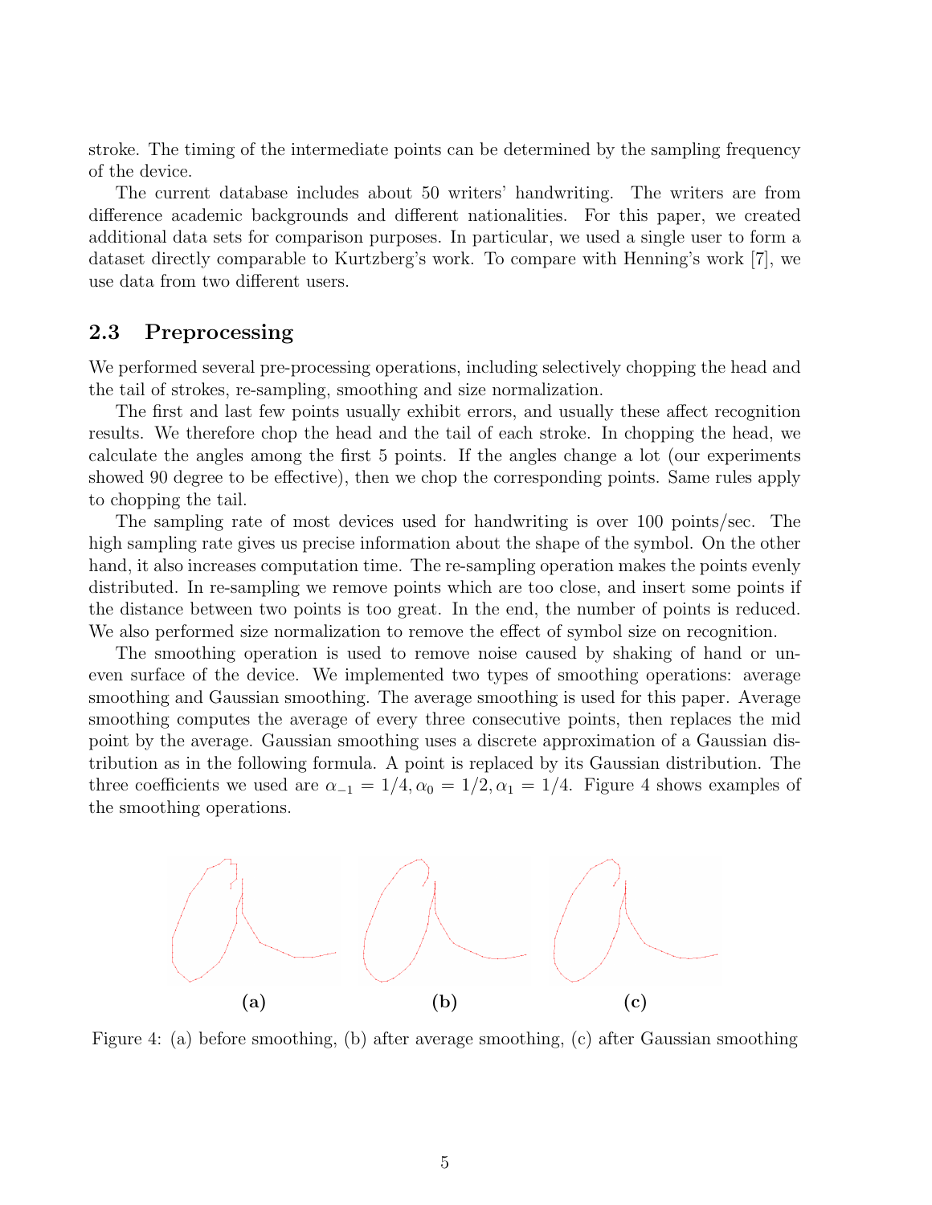stroke. The timing of the intermediate points can be determined by the sampling frequency of the device.

The current database includes about 50 writers' handwriting. The writers are from difference academic backgrounds and different nationalities. For this paper, we created additional data sets for comparison purposes. In particular, we used a single user to form a dataset directly comparable to Kurtzberg's work. To compare with Henning's work [7], we use data from two different users.

### 2.3 Preprocessing

We performed several pre-processing operations, including selectively chopping the head and the tail of strokes, re-sampling, smoothing and size normalization.

The first and last few points usually exhibit errors, and usually these affect recognition results. We therefore chop the head and the tail of each stroke. In chopping the head, we calculate the angles among the first 5 points. If the angles change a lot (our experiments showed 90 degree to be effective), then we chop the corresponding points. Same rules apply to chopping the tail.

The sampling rate of most devices used for handwriting is over 100 points/sec. The high sampling rate gives us precise information about the shape of the symbol. On the other hand, it also increases computation time. The re-sampling operation makes the points evenly distributed. In re-sampling we remove points which are too close, and insert some points if the distance between two points is too great. In the end, the number of points is reduced. We also performed size normalization to remove the effect of symbol size on recognition.

The smoothing operation is used to remove noise caused by shaking of hand or uneven surface of the device. We implemented two types of smoothing operations: average smoothing and Gaussian smoothing. The average smoothing is used for this paper. Average smoothing computes the average of every three consecutive points, then replaces the mid point by the average. Gaussian smoothing uses a discrete approximation of a Gaussian distribution as in the following formula. A point is replaced by its Gaussian distribution. The three coefficients we used are $\alpha_{-1} = 1/4, \alpha_0 = 1/2, \alpha_1 = 1/4$. Figure 4 shows examples of the smoothing operations.

**(a)** **(b)** **(c)**

Figure 4: (a) before smoothing, (b) after average smoothing, (c) after Gaussian smoothing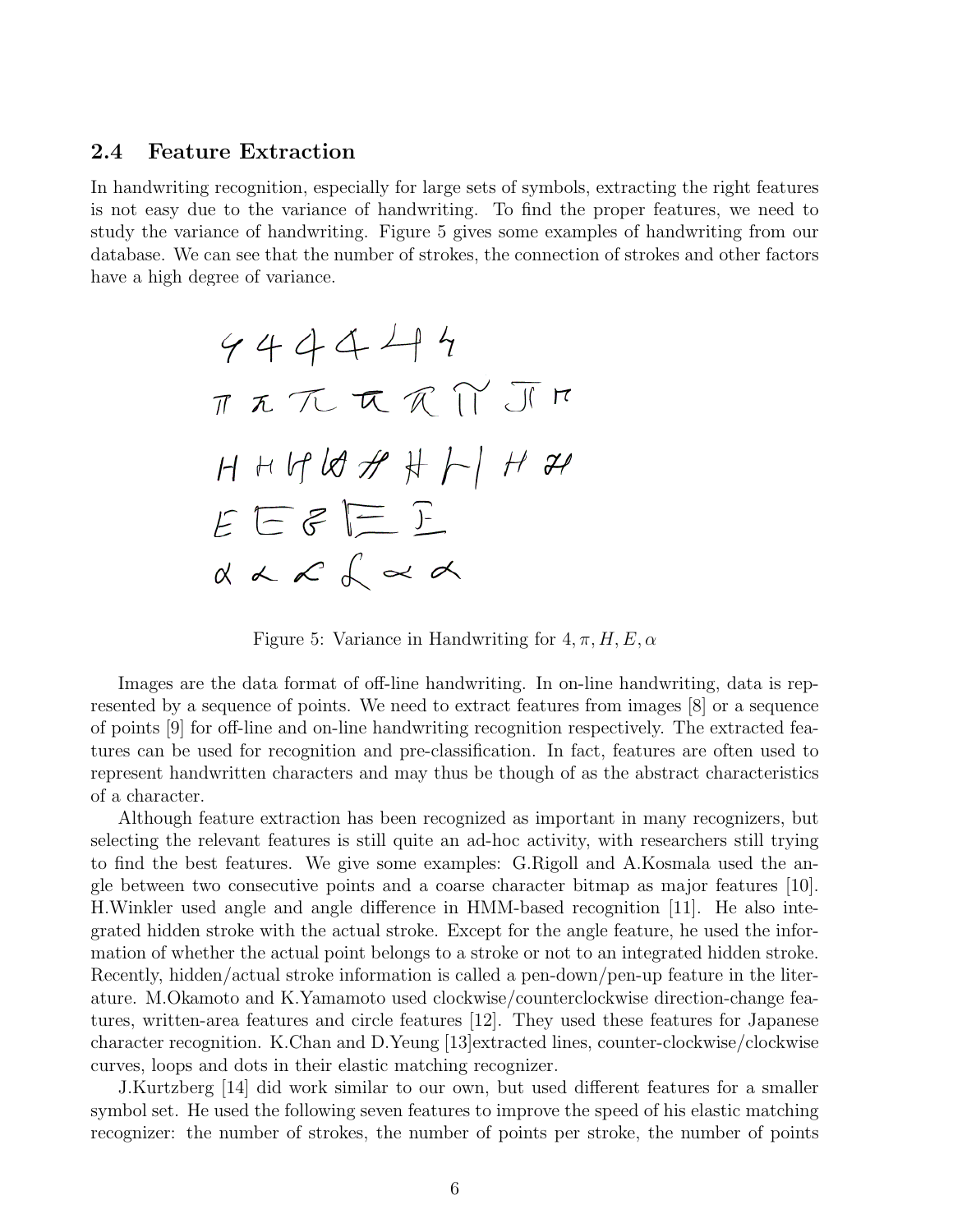### 2.4 Feature Extraction

In handwriting recognition, especially for large sets of symbols, extracting the right features is not easy due to the variance of handwriting. To find the proper features, we need to study the variance of handwriting. Figure 5 gives some examples of handwriting from our database. We can see that the number of strokes, the connection of strokes and other factors have a high degree of variance.

Figure 5: Variance in Handwriting for $4, \pi, H, E, \alpha$

Images are the data format of off-line handwriting. In on-line handwriting, data is represented by a sequence of points. We need to extract features from images [8] or a sequence of points [9] for off-line and on-line handwriting recognition respectively. The extracted features can be used for recognition and pre-classification. In fact, features are often used to represent handwritten characters and may thus be though of as the abstract characteristics of a character.

Although feature extraction has been recognized as important in many recognizers, but selecting the relevant features is still quite an ad-hoc activity, with researchers still trying to find the best features. We give some examples: G.Rigoll and A.Kosmala used the angle between two consecutive points and a coarse character bitmap as major features [10]. H.Winkler used angle and angle difference in HMM-based recognition [11]. He also integrated hidden stroke with the actual stroke. Except for the angle feature, he used the information of whether the actual point belongs to a stroke or not to an integrated hidden stroke. Recently, hidden/actual stroke information is called a pen-down/pen-up feature in the literature. M.Okamoto and K.Yamamoto used clockwise/counterclockwise direction-change features, written-area features and circle features [12]. They used these features for Japanese character recognition. K.Chan and D.Yeung [13]extracted lines, counter-clockwise/clockwise curves, loops and dots in their elastic matching recognizer.

J.Kurtzberg [14] did work similar to our own, but used different features for a smaller symbol set. He used the following seven features to improve the speed of his elastic matching recognizer: the number of strokes, the number of points per stroke, the number of points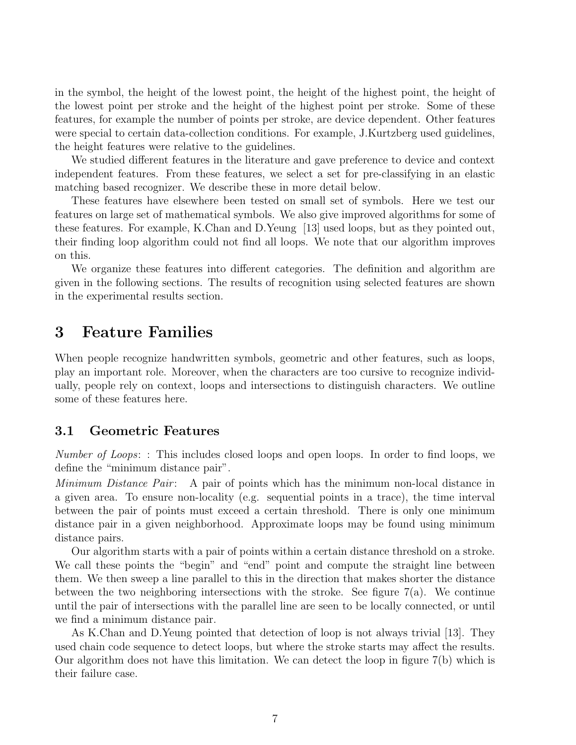in the symbol, the height of the lowest point, the height of the highest point, the height of the lowest point per stroke and the height of the highest point per stroke. Some of these features, for example the number of points per stroke, are device dependent. Other features were special to certain data-collection conditions. For example, J.Kurtzberg used guidelines, the height features were relative to the guidelines.

We studied different features in the literature and gave preference to device and context independent features. From these features, we select a set for pre-classifying in an elastic matching based recognizer. We describe these in more detail below.

These features have elsewhere been tested on small set of symbols. Here we test our features on large set of mathematical symbols. We also give improved algorithms for some of these features. For example, K.Chan and D.Yeung [13] used loops, but as they pointed out, their finding loop algorithm could not find all loops. We note that our algorithm improves on this.

We organize these features into different categories. The definition and algorithm are given in the following sections. The results of recognition using selected features are shown in the experimental results section.

# 3 Feature Families

When people recognize handwritten symbols, geometric and other features, such as loops, play an important role. Moreover, when the characters are too cursive to recognize individually, people rely on context, loops and intersections to distinguish characters. We outline some of these features here.

## 3.1 Geometric Features

*Number of Loops*: : This includes closed loops and open loops. In order to find loops, we define the "minimum distance pair".

*Minimum Distance Pair*: A pair of points which has the minimum non-local distance in a given area. To ensure non-locality (e.g. sequential points in a trace), the time interval between the pair of points must exceed a certain threshold. There is only one minimum distance pair in a given neighborhood. Approximate loops may be found using minimum distance pairs.

Our algorithm starts with a pair of points within a certain distance threshold on a stroke. We call these points the "begin" and "end" point and compute the straight line between them. We then sweep a line parallel to this in the direction that makes shorter the distance between the two neighboring intersections with the stroke. See figure 7(a). We continue until the pair of intersections with the parallel line are seen to be locally connected, or until we find a minimum distance pair.

As K.Chan and D.Yeung pointed that detection of loop is not always trivial [13]. They used chain code sequence to detect loops, but where the stroke starts may affect the results. Our algorithm does not have this limitation. We can detect the loop in figure 7(b) which is their failure case.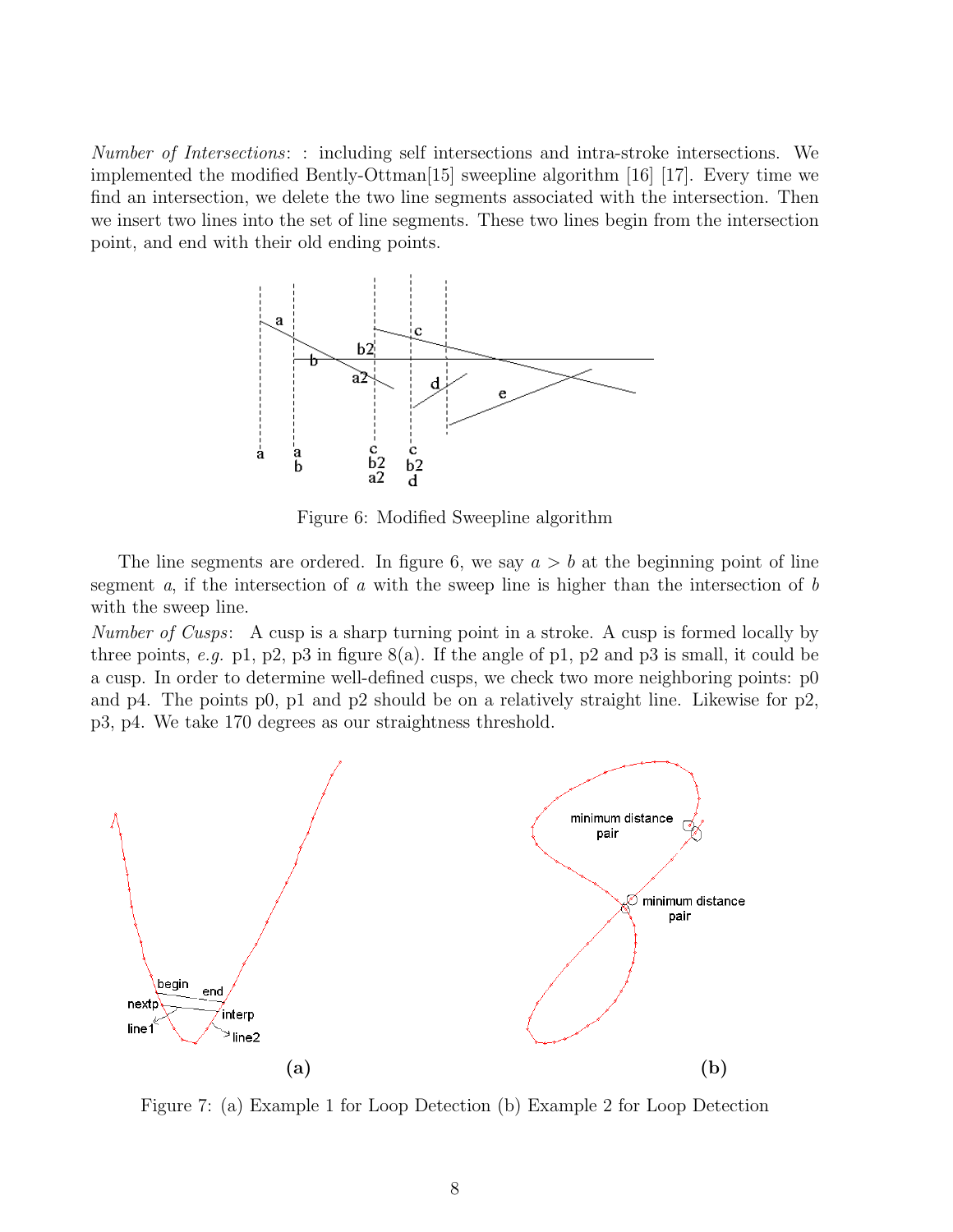*Number of Intersections*: : including self intersections and intra-stroke intersections. We implemented the modified Bently-Ottman[15] sweepline algorithm [16] [17]. Every time we find an intersection, we delete the two line segments associated with the intersection. Then we insert two lines into the set of line segments. These two lines begin from the intersection point, and end with their old ending points.

Figure 6: Modified Sweepline algorithm

The line segments are ordered. In figure 6, we say $a > b$ at the beginning point of line segment $a$, if the intersection of $a$ with the sweep line is higher than the intersection of $b$ with the sweep line.

*Number of Cusps*: A cusp is a sharp turning point in a stroke. A cusp is formed locally by three points, *e.g.* p1, p2, p3 in figure 8(a). If the angle of p1, p2 and p3 is small, it could be a cusp. In order to determine well-defined cusps, we check two more neighboring points: p0 and p4. The points p0, p1 and p2 should be on a relatively straight line. Likewise for p2, p3, p4. We take 170 degrees as our straightness threshold.

Figure 7: (a) Example 1 for Loop Detection (b) Example 2 for Loop Detection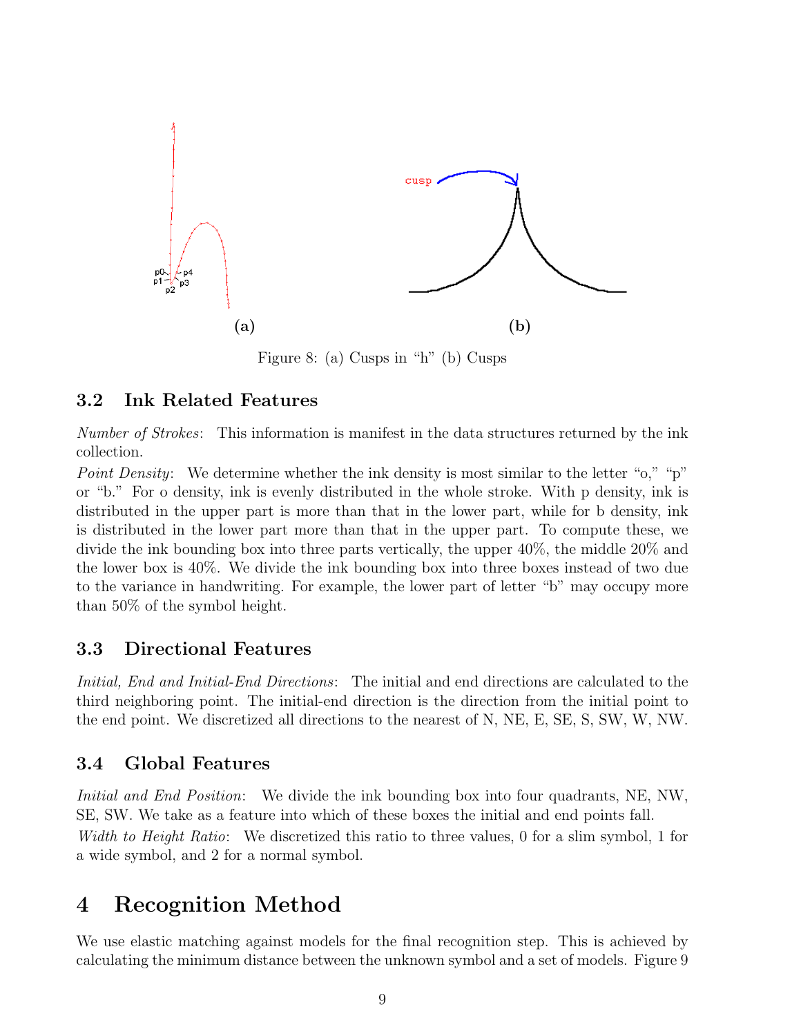(a) (b)

Figure 8: (a) Cusps in "h" (b) Cusps

### 3.2 Ink Related Features

*Number of Strokes*: This information is manifest in the data structures returned by the ink collection.

*Point Density*: We determine whether the ink density is most similar to the letter "o," "p" or "b." For o density, ink is evenly distributed in the whole stroke. With p density, ink is distributed in the upper part is more than that in the lower part, while for b density, ink is distributed in the lower part more than that in the upper part. To compute these, we divide the ink bounding box into three parts vertically, the upper 40%, the middle 20% and the lower box is 40%. We divide the ink bounding box into three boxes instead of two due to the variance in handwriting. For example, the lower part of letter "b" may occupy more than 50% of the symbol height.

### 3.3 Directional Features

*Initial, End and Initial-End Directions*: The initial and end directions are calculated to the third neighboring point. The initial-end direction is the direction from the initial point to the end point. We discretized all directions to the nearest of N, NE, E, SE, S, SW, W, NW.

### 3.4 Global Features

*Initial and End Position*: We divide the ink bounding box into four quadrants, NE, NW, SE, SW. We take as a feature into which of these boxes the initial and end points fall.

*Width to Height Ratio*: We discretized this ratio to three values, 0 for a slim symbol, 1 for a wide symbol, and 2 for a normal symbol.

## 4 Recognition Method

We use elastic matching against models for the final recognition step. This is achieved by calculating the minimum distance between the unknown symbol and a set of models. Figure 9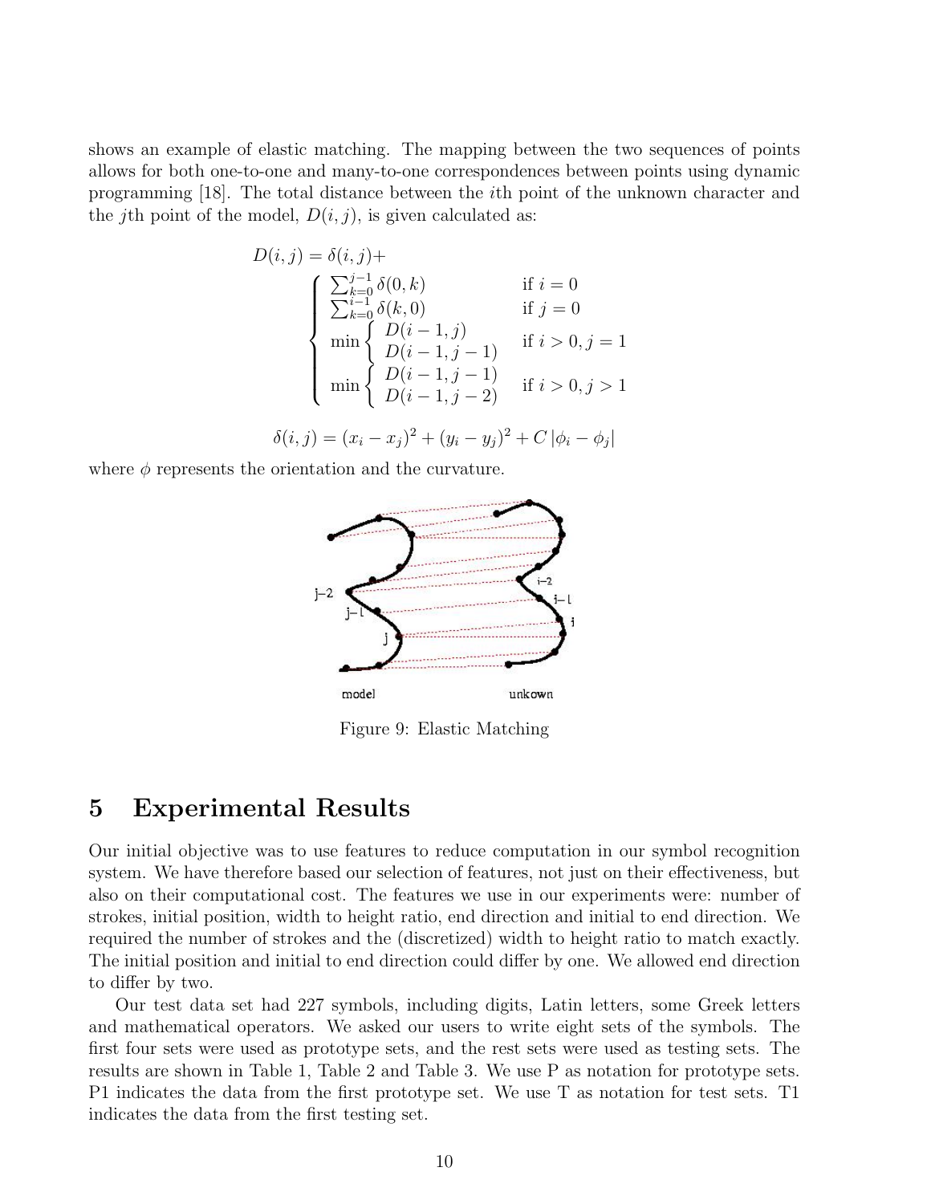shows an example of elastic matching. The mapping between the two sequences of points allows for both one-to-one and many-to-one correspondences between points using dynamic programming [18]. The total distance between the $i$th point of the unknown character and the $j$th point of the model, $D(i, j)$, is given calculated as:

$$
D(i,j) = \delta(i,j) + \begin{cases} \sum_{k=0}^{j-1} \delta(0,k) & \text{if } i = 0 \\ \sum_{k=0}^{i-1} \delta(k,0) & \text{if } j = 0 \\ \min \begin{cases} D(i-1,j) \\ D(i-1,j-1) \end{cases} & \text{if } i > 0, j = 1 \\ \min \begin{cases} D(i-1,j-1) \\ D(i-1,j-2) \end{cases} & \text{if } i > 0, j > 1 \end{cases}
$$

$$
\delta(i,j) = (x_i - x_j)^2 + (y_i - y_j)^2 + C\,|\phi_i - \phi_j|
$$

where $\phi$ represents the orientation and the curvature.

Figure 9: Elastic Matching

# 5 Experimental Results

Our initial objective was to use features to reduce computation in our symbol recognition system. We have therefore based our selection of features, not just on their effectiveness, but also on their computational cost. The features we use in our experiments were: number of strokes, initial position, width to height ratio, end direction and initial to end direction. We required the number of strokes and the (discretized) width to height ratio to match exactly. The initial position and initial to end direction could differ by one. We allowed end direction to differ by two.

Our test data set had 227 symbols, including digits, Latin letters, some Greek letters and mathematical operators. We asked our users to write eight sets of the symbols. The first four sets were used as prototype sets, and the rest sets were used as testing sets. The results are shown in Table 1, Table 2 and Table 3. We use P as notation for prototype sets. P1 indicates the data from the first prototype set. We use T as notation for test sets. T1 indicates the data from the first testing set.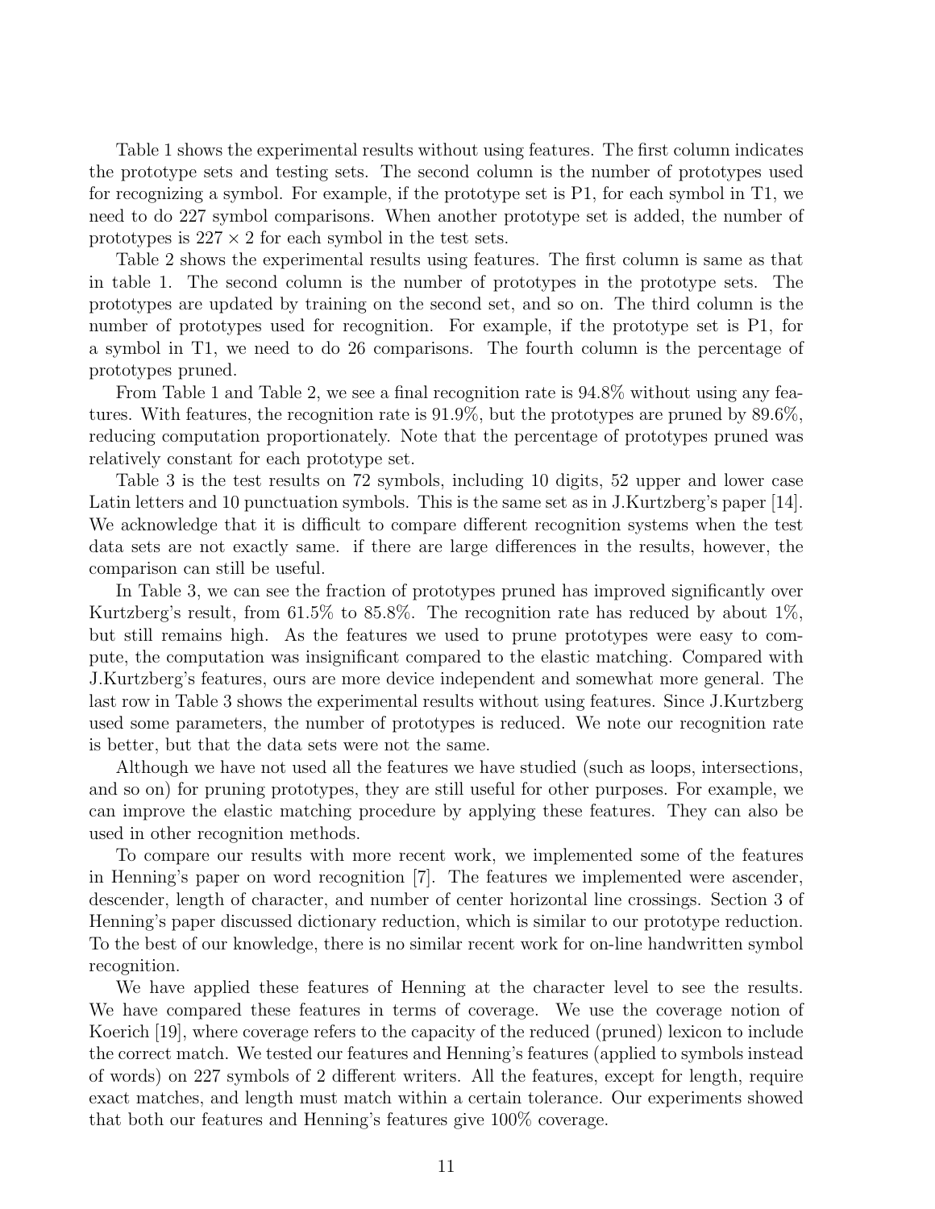Table 1 shows the experimental results without using features. The first column indicates the prototype sets and testing sets. The second column is the number of prototypes used for recognizing a symbol. For example, if the prototype set is P1, for each symbol in T1, we need to do 227 symbol comparisons. When another prototype set is added, the number of prototypes is $227 \times 2$ for each symbol in the test sets.

Table 2 shows the experimental results using features. The first column is same as that in table 1. The second column is the number of prototypes in the prototype sets. The prototypes are updated by training on the second set, and so on. The third column is the number of prototypes used for recognition. For example, if the prototype set is P1, for a symbol in T1, we need to do 26 comparisons. The fourth column is the percentage of prototypes pruned.

From Table 1 and Table 2, we see a final recognition rate is 94.8% without using any features. With features, the recognition rate is 91.9%, but the prototypes are pruned by 89.6%, reducing computation proportionately. Note that the percentage of prototypes pruned was relatively constant for each prototype set.

Table 3 is the test results on 72 symbols, including 10 digits, 52 upper and lower case Latin letters and 10 punctuation symbols. This is the same set as in J.Kurtzberg's paper [14]. We acknowledge that it is difficult to compare different recognition systems when the test data sets are not exactly same. if there are large differences in the results, however, the comparison can still be useful.

In Table 3, we can see the fraction of prototypes pruned has improved significantly over Kurtzberg's result, from 61.5% to 85.8%. The recognition rate has reduced by about 1%, but still remains high. As the features we used to prune prototypes were easy to compute, the computation was insignificant compared to the elastic matching. Compared with J.Kurtzberg's features, ours are more device independent and somewhat more general. The last row in Table 3 shows the experimental results without using features. Since J.Kurtzberg used some parameters, the number of prototypes is reduced. We note our recognition rate is better, but that the data sets were not the same.

Although we have not used all the features we have studied (such as loops, intersections, and so on) for pruning prototypes, they are still useful for other purposes. For example, we can improve the elastic matching procedure by applying these features. They can also be used in other recognition methods.

To compare our results with more recent work, we implemented some of the features in Henning's paper on word recognition [7]. The features we implemented were ascender, descender, length of character, and number of center horizontal line crossings. Section 3 of Henning's paper discussed dictionary reduction, which is similar to our prototype reduction. To the best of our knowledge, there is no similar recent work for on-line handwritten symbol recognition.

We have applied these features of Henning at the character level to see the results. We have compared these features in terms of coverage. We use the coverage notion of Koerich [19], where coverage refers to the capacity of the reduced (pruned) lexicon to include the correct match. We tested our features and Henning's features (applied to symbols instead of words) on 227 symbols of 2 different writers. All the features, except for length, require exact matches, and length must match within a certain tolerance. Our experiments showed that both our features and Henning's features give 100% coverage.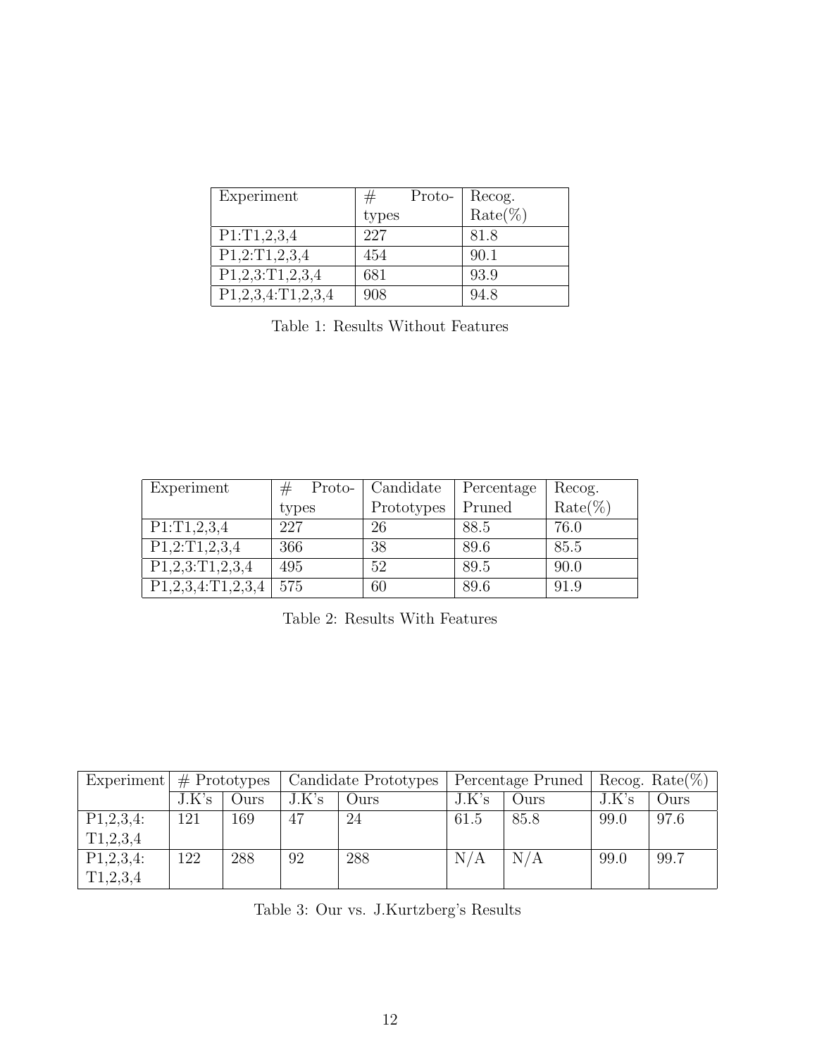| Experiment | # Prototypes | Recog. Rate(%) |
|---|---|---|
| P1:T1,2,3,4 | 227 | 81.8 |
| P1,2:T1,2,3,4 | 454 | 90.1 |
| P1,2,3:T1,2,3,4 | 681 | 93.9 |
| P1,2,3,4:T1,2,3,4 | 908 | 94.8 |

Table 1: Results Without Features

| Experiment | # Prototypes | Candidate Prototypes | Percentage Pruned | Recog. Rate(%) |
|---|---|---|---|---|
| P1:T1,2,3,4 | 227 | 26 | 88.5 | 76.0 |
| P1,2:T1,2,3,4 | 366 | 38 | 89.6 | 85.5 |
| P1,2,3:T1,2,3,4 | 495 | 52 | 89.5 | 90.0 |
| P1,2,3,4:T1,2,3,4 | 575 | 60 | 89.6 | 91.9 |

Table 2: Results With Features

| Experiment | # Prototypes | | Candidate Prototypes | | Percentage Pruned | | Recog. Rate(%) | |
|---|---|---|---|---|---|---|---|---|
| | J.K's | Ours | J.K's | Ours | J.K's | Ours | J.K's | Ours |
| P1,2,3,4: T1,2,3,4 | 121 | 169 | 47 | 24 | 61.5 | 85.8 | 99.0 | 97.6 |
| P1,2,3,4: T1,2,3,4 | 122 | 288 | 92 | 288 | N/A | N/A | 99.0 | 99.7 |

Table 3: Our vs. J.Kurtzberg's Results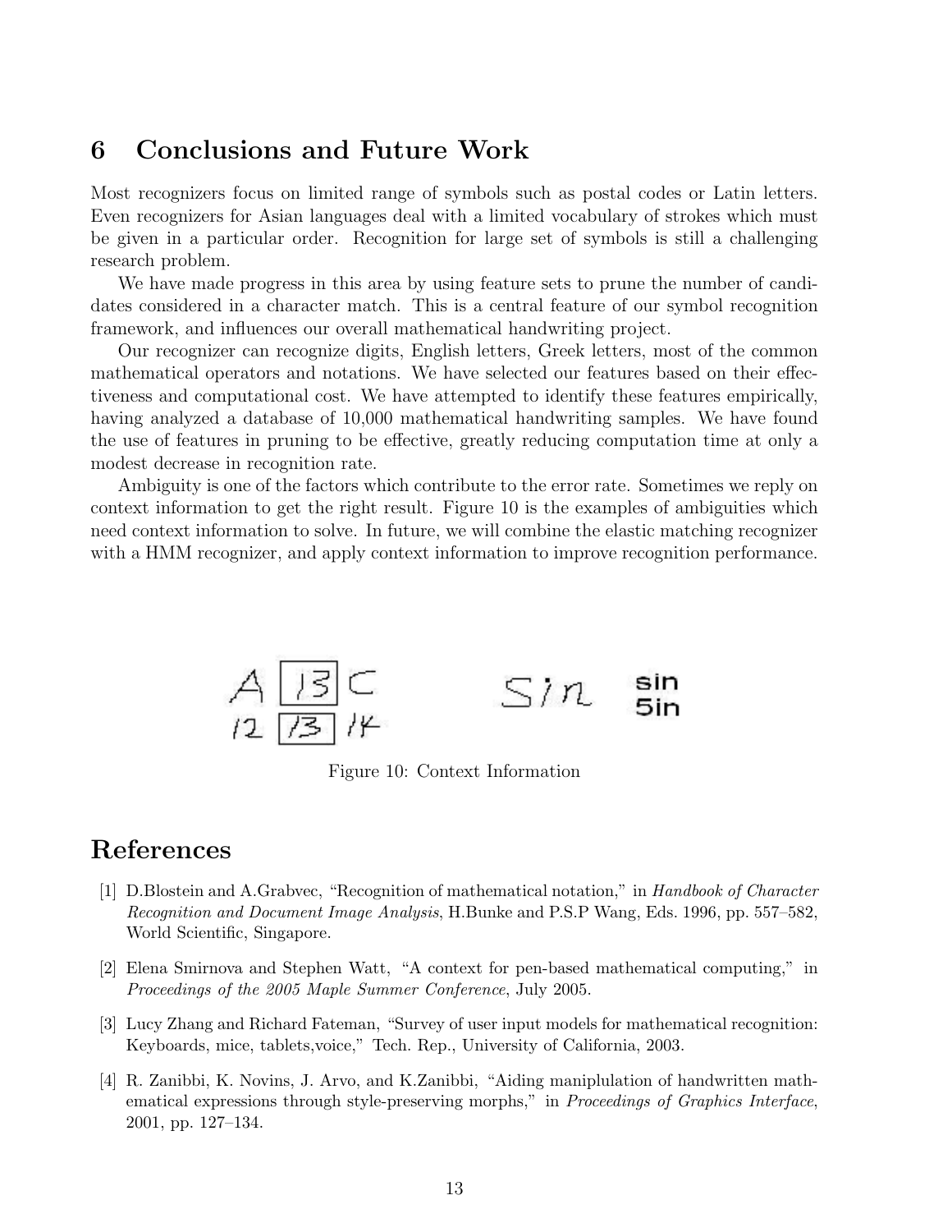## 6 Conclusions and Future Work

Most recognizers focus on limited range of symbols such as postal codes or Latin letters. Even recognizers for Asian languages deal with a limited vocabulary of strokes which must be given in a particular order. Recognition for large set of symbols is still a challenging research problem.

We have made progress in this area by using feature sets to prune the number of candidates considered in a character match. This is a central feature of our symbol recognition framework, and influences our overall mathematical handwriting project.

Our recognizer can recognize digits, English letters, Greek letters, most of the common mathematical operators and notations. We have selected our features based on their effectiveness and computational cost. We have attempted to identify these features empirically, having analyzed a database of 10,000 mathematical handwriting samples. We have found the use of features in pruning to be effective, greatly reducing computation time at only a modest decrease in recognition rate.

Ambiguity is one of the factors which contribute to the error rate. Sometimes we reply on context information to get the right result. Figure 10 is the examples of ambiguities which need context information to solve. In future, we will combine the elastic matching recognizer with a HMM recognizer, and apply context information to improve recognition performance.

Figure 10: Context Information

# References

[1] D.Blostein and A.Grabvec, "Recognition of mathematical notation," in *Handbook of Character Recognition and Document Image Analysis*, H.Bunke and P.S.P Wang, Eds. 1996, pp. 557–582, World Scientific, Singapore.

[2] Elena Smirnova and Stephen Watt, "A context for pen-based mathematical computing," in *Proceedings of the 2005 Maple Summer Conference*, July 2005.

[3] Lucy Zhang and Richard Fateman, "Survey of user input models for mathematical recognition: Keyboards, mice, tablets,voice," Tech. Rep., University of California, 2003.

[4] R. Zanibbi, K. Novins, J. Arvo, and K.Zanibbi, "Aiding maniplulation of handwritten mathematical expressions through style-preserving morphs," in *Proceedings of Graphics Interface*, 2001, pp. 127–134.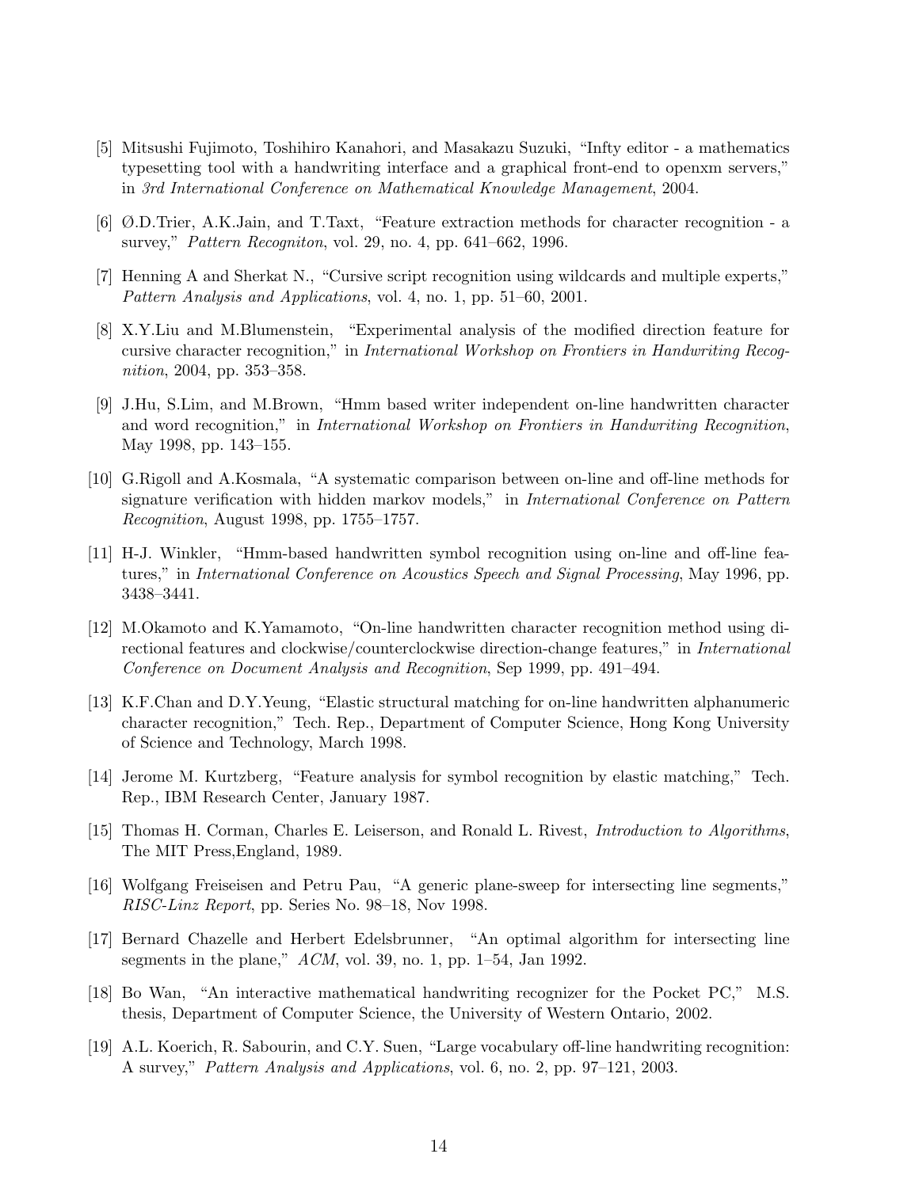[5] Mitsushi Fujimoto, Toshihiro Kanahori, and Masakazu Suzuki, "Infty editor - a mathematics typesetting tool with a handwriting interface and a graphical front-end to openxm servers," in *3rd International Conference on Mathematical Knowledge Management*, 2004.

[6] Ø.D.Trier, A.K.Jain, and T.Taxt, "Feature extraction methods for character recognition - a survey," *Pattern Recogniton*, vol. 29, no. 4, pp. 641–662, 1996.

[7] Henning A and Sherkat N., "Cursive script recognition using wildcards and multiple experts," *Pattern Analysis and Applications*, vol. 4, no. 1, pp. 51–60, 2001.

[8] X.Y.Liu and M.Blumenstein, "Experimental analysis of the modified direction feature for cursive character recognition," in *International Workshop on Frontiers in Handwriting Recognition*, 2004, pp. 353–358.

[9] J.Hu, S.Lim, and M.Brown, "Hmm based writer independent on-line handwritten character and word recognition," in *International Workshop on Frontiers in Handwriting Recognition*, May 1998, pp. 143–155.

[10] G.Rigoll and A.Kosmala, "A systematic comparison between on-line and off-line methods for signature verification with hidden markov models," in *International Conference on Pattern Recognition*, August 1998, pp. 1755–1757.

[11] H-J. Winkler, "Hmm-based handwritten symbol recognition using on-line and off-line features," in *International Conference on Acoustics Speech and Signal Processing*, May 1996, pp. 3438–3441.

[12] M.Okamoto and K.Yamamoto, "On-line handwritten character recognition method using directional features and clockwise/counterclockwise direction-change features," in *International Conference on Document Analysis and Recognition*, Sep 1999, pp. 491–494.

[13] K.F.Chan and D.Y.Yeung, "Elastic structural matching for on-line handwritten alphanumeric character recognition," Tech. Rep., Department of Computer Science, Hong Kong University of Science and Technology, March 1998.

[14] Jerome M. Kurtzberg, "Feature analysis for symbol recognition by elastic matching," Tech. Rep., IBM Research Center, January 1987.

[15] Thomas H. Corman, Charles E. Leiserson, and Ronald L. Rivest, *Introduction to Algorithms*, The MIT Press,England, 1989.

[16] Wolfgang Freiseisen and Petru Pau, "A generic plane-sweep for intersecting line segments," *RISC-Linz Report*, pp. Series No. 98–18, Nov 1998.

[17] Bernard Chazelle and Herbert Edelsbrunner, "An optimal algorithm for intersecting line segments in the plane," *ACM*, vol. 39, no. 1, pp. 1–54, Jan 1992.

[18] Bo Wan, "An interactive mathematical handwriting recognizer for the Pocket PC," M.S. thesis, Department of Computer Science, the University of Western Ontario, 2002.

[19] A.L. Koerich, R. Sabourin, and C.Y. Suen, "Large vocabulary off-line handwriting recognition: A survey," *Pattern Analysis and Applications*, vol. 6, no. 2, pp. 97–121, 2003.